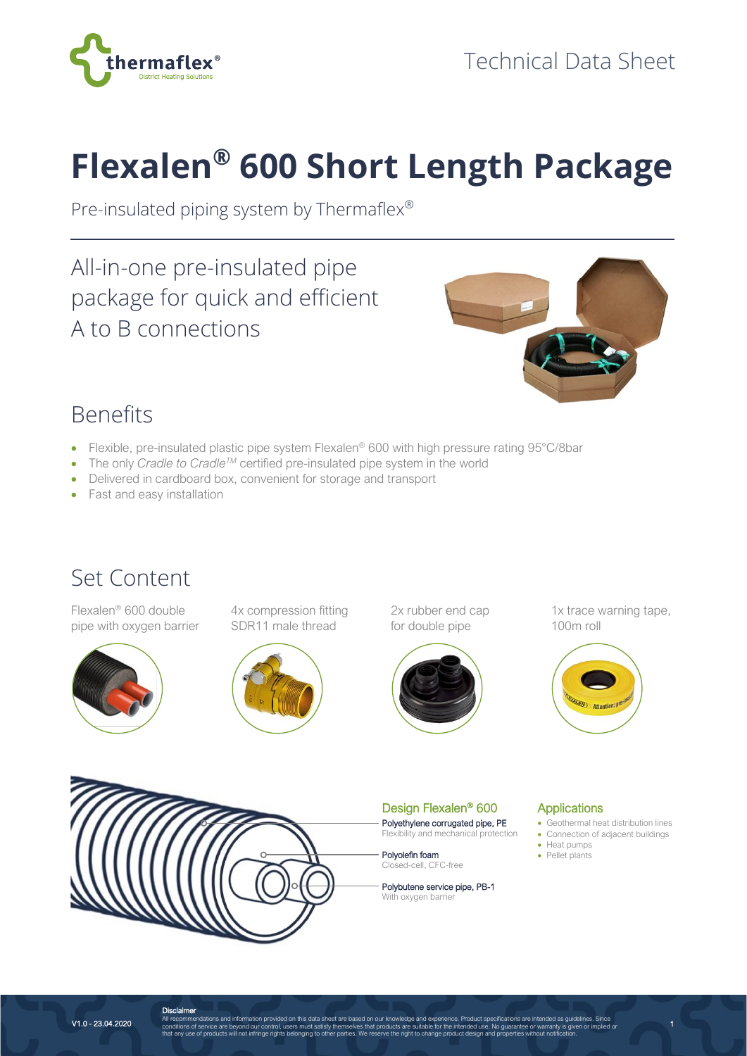Technical Data Sheet

# Flexalen® 600 Short Length Package

Pre-insulated piping system by Thermaflex®

## All-in-one pre-insulated pipe package for quick and efficient A to B connections

## Benefits

- Flexible, pre-insulated plastic pipe system Flexalen® 600 with high pressure rating 95°C/8bar
- The only *Cradle to Cradle™* certified pre-insulated pipe system in the world
- Delivered in cardboard box, convenient for storage and transport
- Fast and easy installation

## Set Content

- Flexalen® 600 double pipe with oxygen barrier
- 4x compression fitting SDR11 male thread
- 2x rubber end cap for double pipe
- 1x trace warning tape, 100m roll

### Design Flexalen® 600

**Polyethylene corrugated pipe, PE**
Flexibility and mechanical protection

**Polyolefin foam**
Closed-cell, CFC-free

**Polybutene service pipe, PB-1**
With oxygen barrier

### Applications

- Geothermal heat distribution lines
- Connection of adjacent buildings
- Heat pumps
- Pellet plants

V1.0 - 23.04.2020

**Disclaimer**
All recommendations and information provided on this data sheet are based on our knowledge and experience. Product specifications are intended as guidelines. Since conditions of service are beyond our control, users must satisfy themselves that products are suitable for the intended use. No guarantee or warranty is given or implied or that any use of products will not infringe rights belonging to other parties. We reserve the right to change product design and properties without notification.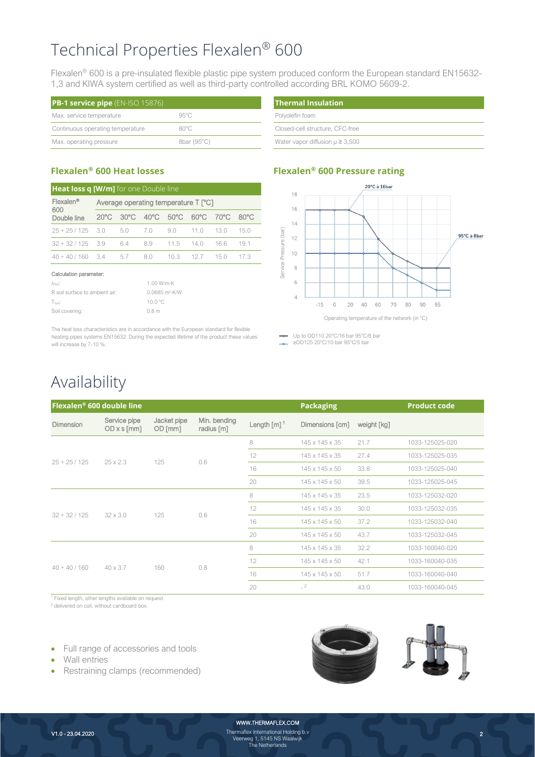# Technical Properties Flexalen® 600

Flexalen® 600 is a pre-insulated flexible plastic pipe system produced conform the European standard EN15632-1,3 and KIWA system certified as well as third-party controlled according BRL KOMO 5609-2.

| **PB-1 service pipe** (EN-ISO 15876) | |
|---|---|
| Max. service temperature | 95°C |
| Continuous operating temperature | 80°C |
| Max. operating pressure | 8bar (95°C) |

| **Thermal Insulation** |
|---|
| Polyolefin foam |
| Closed-cell structure, CFC-free |
| Water vapor diffusion μ ≥ 3,500 |

## Flexalen® 600 Heat losses

| **Heat loss q [W/m]** for one Double line | | | | | | | |
|---|---|---|---|---|---|---|---|
| Flexalen® 600 | Average operating temperature T [°C] | | | | | | |
| Double line | 20°C | 30°C | 40°C | 50°C | 60°C | 70°C | 80°C |
| 25 + 25 / 125 | 3.0 | 5.0 | 7.0 | 9.0 | 11.0 | 13.0 | 15.0 |
| 32 + 32 / 125 | 3.9 | 6.4 | 8.9 | 11.5 | 14.0 | 16.6 | 19.1 |
| 40 + 40 / 160 | 3.4 | 5.7 | 8.0 | 10.3 | 12.7 | 15.0 | 17.3 |

Calculation parameter:

| | |
|---|---|
| $\lambda_{Soil}$: | 1.00 W/m·K |
| R soil surface to ambient air: | 0.0685 m²·K/W |
| $T_{Soil}$: | 10.0 °C |
| Soil covering: | 0.8 m |

The heat loss characteristics are in accordance with the European standard for flexible heating pipes systems EN15632. During the expected lifetime of the product these values will increase by 7-10 %.

## Flexalen® 600 Pressure rating

20°C à 16bar

95°C à 8bar

Service Pressure (bar)

18, 16, 14, 12, 10, 8, 6, 4

-15, 0, 20, 40, 60, 70, 80, 90, 95

Operating temperature of the network (in °C)

Up to OD110 20°C/16 bar 95°C/8 bar

≥OD125 20°C/10 bar 95°C/5 bar

# Availability

| Flexalen® 600 double line | | | | | Packaging | | Product code |
|---|---|---|---|---|---|---|---|
| Dimension | Service pipe OD x s [mm] | Jacket pipe OD [mm] | Min. bending radius [m] | Length [m] [1] | Dimensions [cm] | weight [kg] | |
| 25 + 25 / 125 | 25 x 2.3 | 125 | 0.6 | 8 | 145 x 145 x 35 | 21.7 | 1033-125025-020 |
| | | | | 12 | 145 x 145 x 35 | 27.4 | 1033-125025-035 |
| | | | | 16 | 145 x 145 x 50 | 33.8 | 1033-125025-040 |
| | | | | 20 | 145 x 145 x 50 | 39.5 | 1033-125025-045 |
| 32 + 32 / 125 | 32 x 3.0 | 125 | 0.6 | 8 | 145 x 145 x 35 | 23.5 | 1033-125032-020 |
| | | | | 12 | 145 x 145 x 35 | 30.0 | 1033-125032-035 |
| | | | | 16 | 145 x 145 x 50 | 37.2 | 1033-125032-040 |
| | | | | 20 | 145 x 145 x 50 | 43.7 | 1033-125032-045 |
| 40 + 40 / 160 | 40 x 3.7 | 160 | 0.8 | 8 | 145 x 145 x 35 | 32.2 | 1033-160040-020 |
| | | | | 12 | 145 x 145 x 50 | 42.1 | 1033-160040-035 |
| | | | | 16 | 145 x 145 x 50 | 51.7 | 1033-160040-040 |
| | | | | 20 | - [2] | 43.0 | 1033-160040-045 |

[1] Fixed length, other lengths available on request.

[2] delivered on coil, without cardboard box.

- Full range of accessories and tools
- Wall entries
- Restraining clamps (recommended)